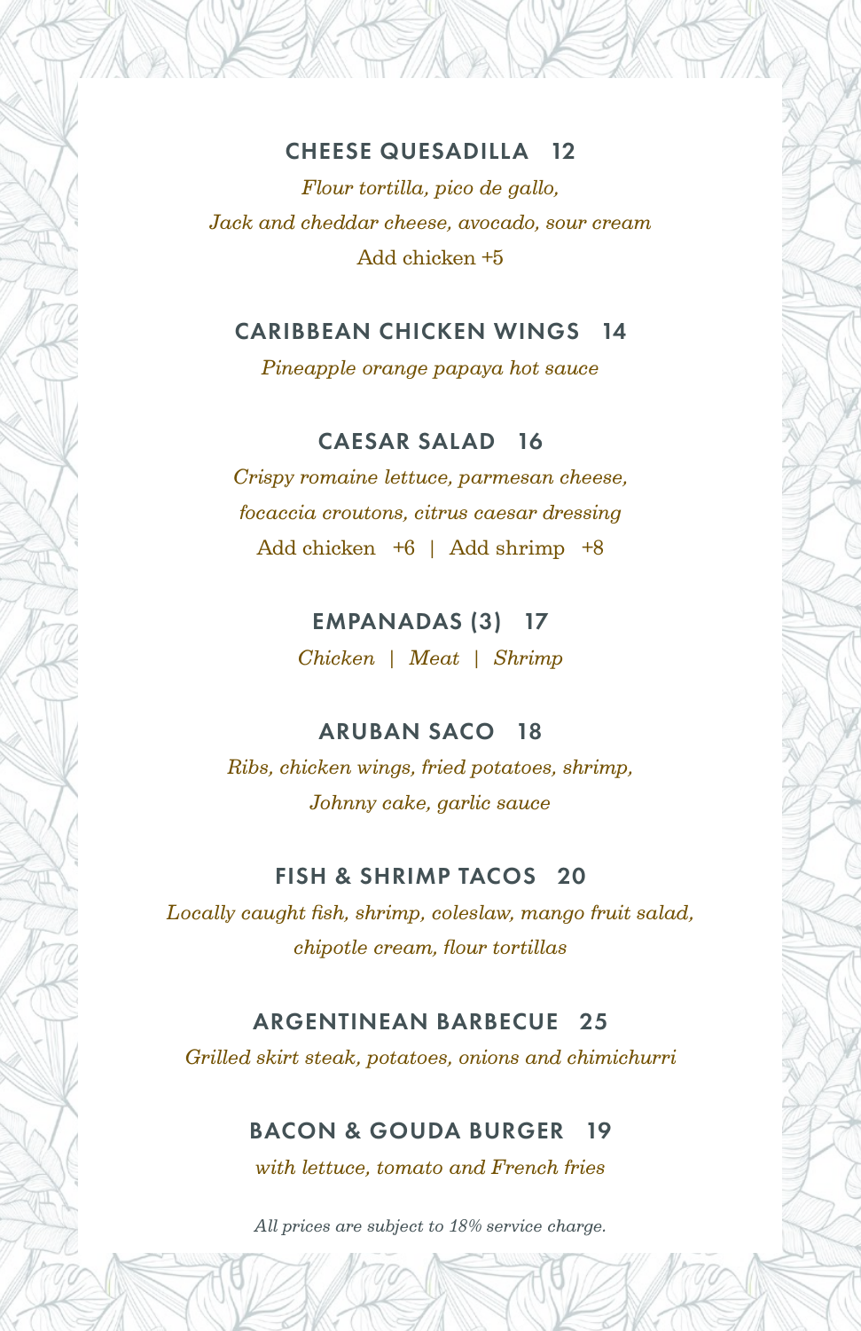## CHEESE QUESADILLA 12

*Flour tortilla, pico de gallo,*
*Jack and cheddar cheese, avocado, sour cream*
Add chicken +5

## CARIBBEAN CHICKEN WINGS 14

*Pineapple orange papaya hot sauce*

## CAESAR SALAD 16

*Crispy romaine lettuce, parmesan cheese,*
*focaccia croutons, citrus caesar dressing*
Add chicken +6 | Add shrimp +8

## EMPANADAS (3) 17

*Chicken | Meat | Shrimp*

## ARUBAN SACO 18

*Ribs, chicken wings, fried potatoes, shrimp,*
*Johnny cake, garlic sauce*

## FISH & SHRIMP TACOS 20

*Locally caught fish, shrimp, coleslaw, mango fruit salad,*
*chipotle cream, flour tortillas*

## ARGENTINEAN BARBECUE 25

*Grilled skirt steak, potatoes, onions and chimichurri*

## BACON & GOUDA BURGER 19

*with lettuce, tomato and French fries*

*All prices are subject to 18% service charge.*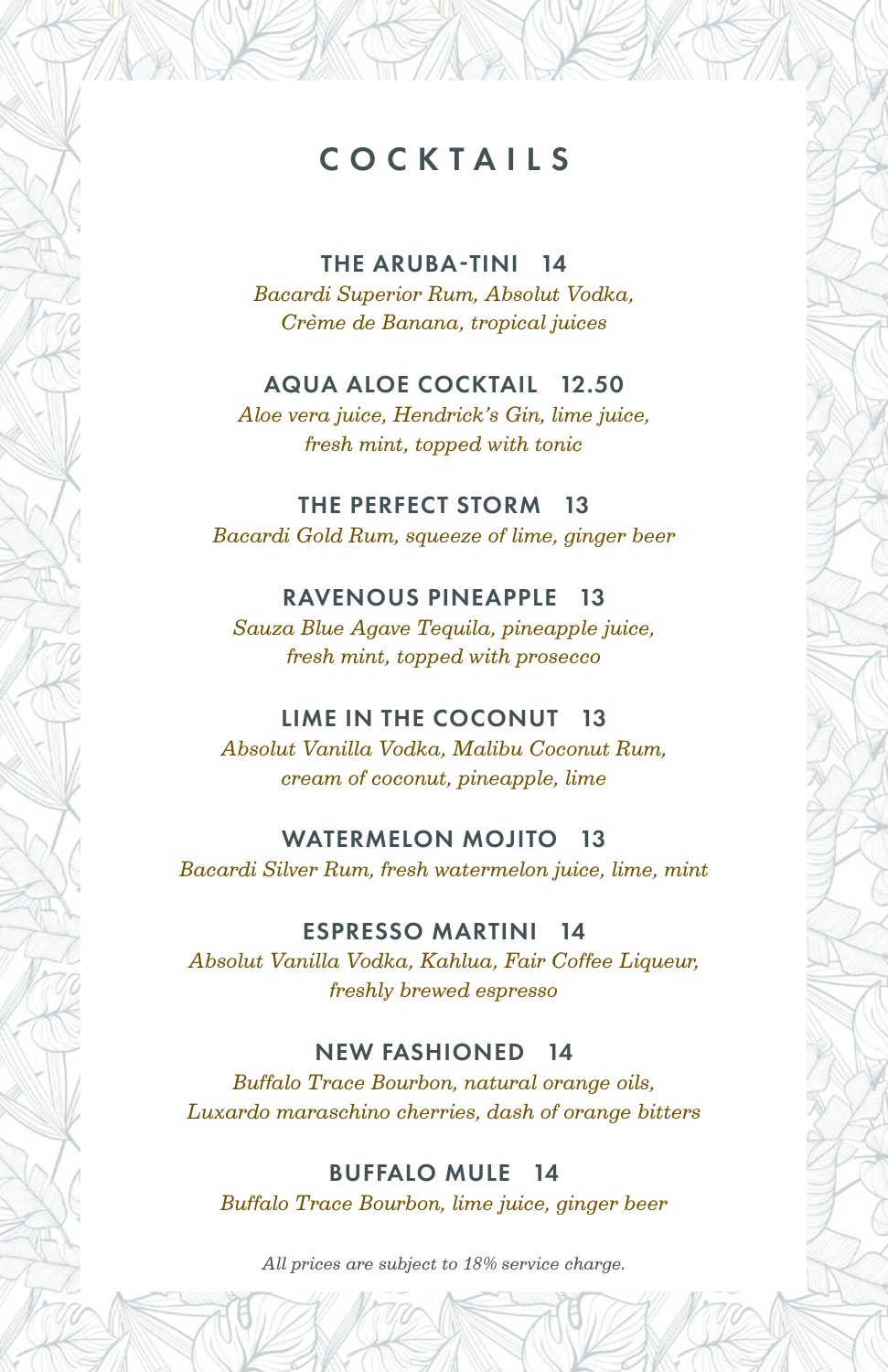# COCKTAILS

### THE ARUBA-TINI 14

*Bacardi Superior Rum, Absolut Vodka, Crème de Banana, tropical juices*

### AQUA ALOE COCKTAIL 12.50

*Aloe vera juice, Hendrick's Gin, lime juice, fresh mint, topped with tonic*

### THE PERFECT STORM 13

*Bacardi Gold Rum, squeeze of lime, ginger beer*

### RAVENOUS PINEAPPLE 13

*Sauza Blue Agave Tequila, pineapple juice, fresh mint, topped with prosecco*

### LIME IN THE COCONUT 13

*Absolut Vanilla Vodka, Malibu Coconut Rum, cream of coconut, pineapple, lime*

### WATERMELON MOJITO 13

*Bacardi Silver Rum, fresh watermelon juice, lime, mint*

### ESPRESSO MARTINI 14

*Absolut Vanilla Vodka, Kahlua, Fair Coffee Liqueur, freshly brewed espresso*

### NEW FASHIONED 14

*Buffalo Trace Bourbon, natural orange oils, Luxardo maraschino cherries, dash of orange bitters*

### BUFFALO MULE 14

*Buffalo Trace Bourbon, lime juice, ginger beer*

*All prices are subject to 18% service charge.*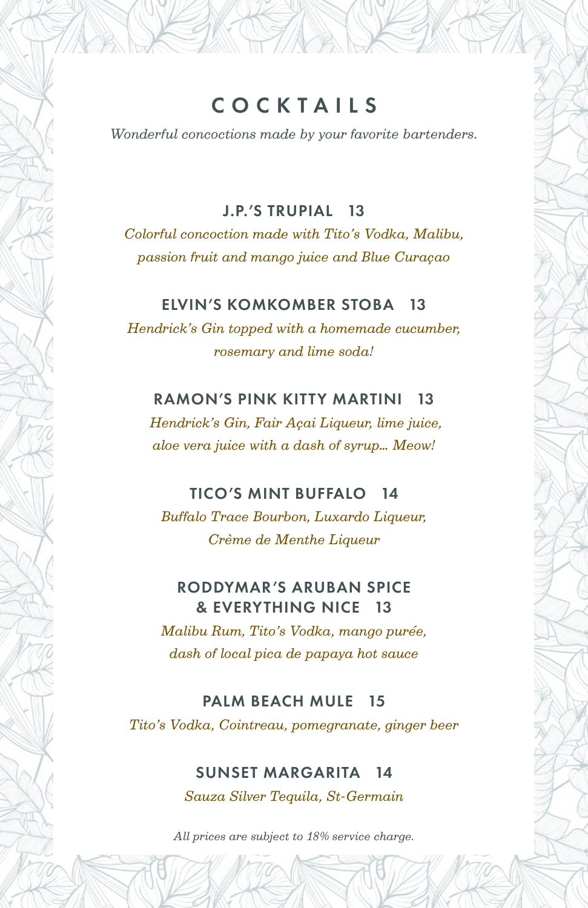# COCKTAILS

*Wonderful concoctions made by your favorite bartenders.*

**J.P.'S TRUPIAL 13**

*Colorful concoction made with Tito's Vodka, Malibu, passion fruit and mango juice and Blue Curaçao*

**ELVIN'S KOMKOMBER STOBA 13**

*Hendrick's Gin topped with a homemade cucumber, rosemary and lime soda!*

**RAMON'S PINK KITTY MARTINI 13**

*Hendrick's Gin, Fair Açai Liqueur, lime juice, aloe vera juice with a dash of syrup... Meow!*

**TICO'S MINT BUFFALO 14**

*Buffalo Trace Bourbon, Luxardo Liqueur, Crème de Menthe Liqueur*

**RODDYMAR'S ARUBAN SPICE & EVERYTHING NICE 13**

*Malibu Rum, Tito's Vodka, mango purée, dash of local pica de papaya hot sauce*

**PALM BEACH MULE 15**

*Tito's Vodka, Cointreau, pomegranate, ginger beer*

**SUNSET MARGARITA 14**

*Sauza Silver Tequila, St-Germain*

*All prices are subject to 18% service charge.*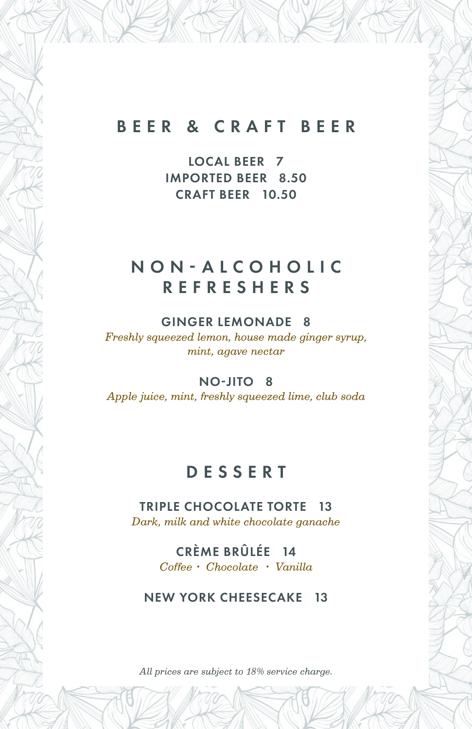## BEER & CRAFT BEER

**LOCAL BEER 7**
**IMPORTED BEER 8.50**
**CRAFT BEER 10.50**

## NON-ALCOHOLIC REFRESHERS

**GINGER LEMONADE 8**
*Freshly squeezed lemon, house made ginger syrup, mint, agave nectar*

**NO-JITO 8**
*Apple juice, mint, freshly squeezed lime, club soda*

## DESSERT

**TRIPLE CHOCOLATE TORTE 13**
*Dark, milk and white chocolate ganache*

**CRÈME BRÛLÉE 14**
*Coffee · Chocolate · Vanilla*

**NEW YORK CHEESECAKE 13**

*All prices are subject to 18% service charge.*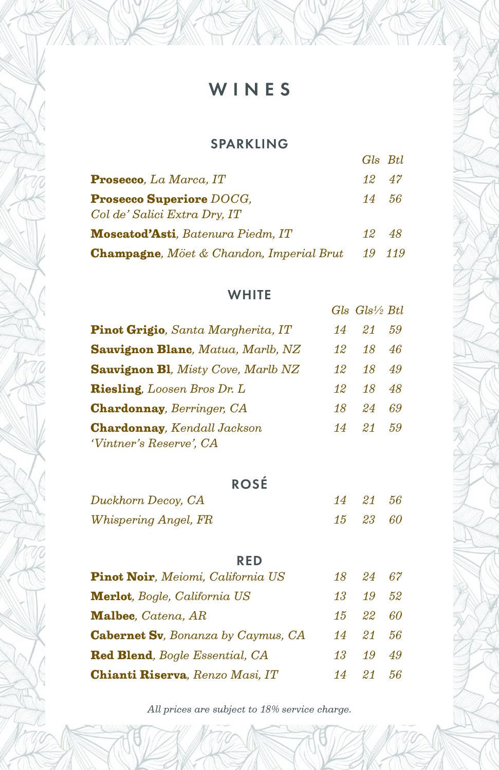# WINES

## SPARKLING

| | Gls | Btl |
|---|---|---|
| **Prosecco**, *La Marca, IT* | *12* | *47* |
| **Prosecco Superiore** *DOCG, Col de' Salici Extra Dry, IT* | *14* | *56* |
| **Moscatod'Asti**, *Batenura Piedm, IT* | *12* | *48* |
| **Champagne**, *Möet & Chandon, Imperial Brut* | *19* | *119* |

## WHITE

| | Gls | Gls½ | Btl |
|---|---|---|---|
| **Pinot Grigio**, *Santa Margherita, IT* | *14* | *21* | *59* |
| **Sauvignon Blanc**, *Matua, Marlb, NZ* | *12* | *18* | *46* |
| **Sauvignon Bl**, *Misty Cove, Marlb NZ* | *12* | *18* | *49* |
| **Riesling**, *Loosen Bros Dr. L* | *12* | *18* | *48* |
| **Chardonnay**, *Berringer, CA* | *18* | *24* | *69* |
| **Chardonnay**, *Kendall Jackson 'Vintner's Reserve', CA* | *14* | *21* | *59* |

## ROSÉ

| | | | |
|---|---|---|---|
| *Duckhorn Decoy, CA* | *14* | *21* | *56* |
| *Whispering Angel, FR* | *15* | *23* | *60* |

## RED

| | | | |
|---|---|---|---|
| **Pinot Noir**, *Meiomi, California US* | *18* | *24* | *67* |
| **Merlot**, *Bogle, California US* | *13* | *19* | *52* |
| **Malbec**, *Catena, AR* | *15* | *22* | *60* |
| **Cabernet Sv**, *Bonanza by Caymus, CA* | *14* | *21* | *56* |
| **Red Blend**, *Bogle Essential, CA* | *13* | *19* | *49* |
| **Chianti Riserva**, *Renzo Masi, IT* | *14* | *21* | *56* |

*All prices are subject to 18% service charge.*